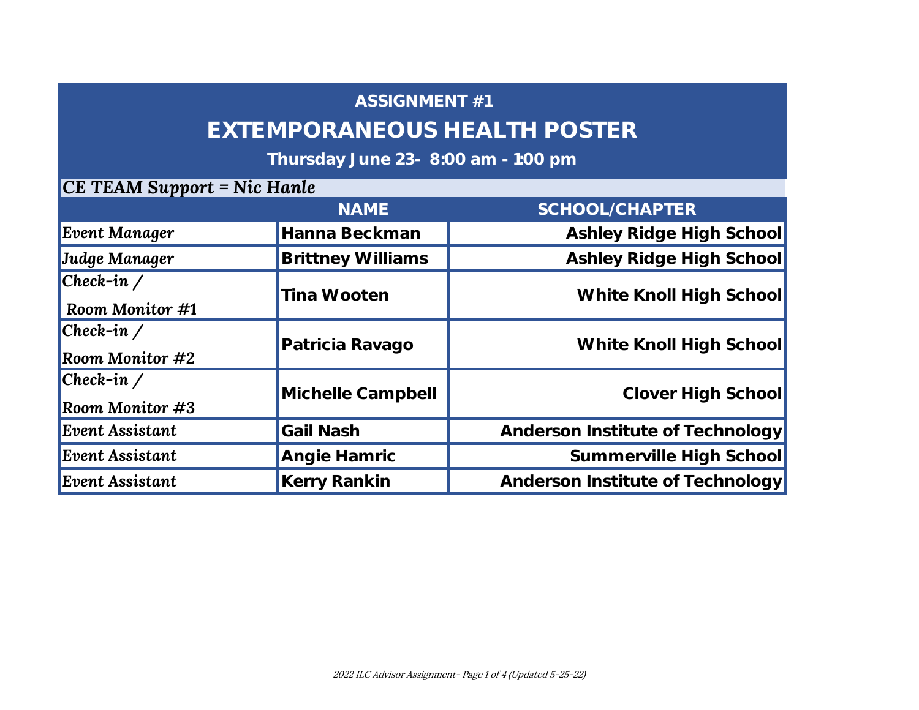## ASSIGNMENT #1

# EXTEMPORANEOUS HEALTH POSTER

**Thursday June 23- 8:00 am - 1:00 pm**

***CE TEAM Support = Nic Hanle***

| | NAME | SCHOOL/CHAPTER |
|---|---|---|
| *Event Manager* | **Hanna Beckman** | **Ashley Ridge High School** |
| *Judge Manager* | **Brittney Williams** | **Ashley Ridge High School** |
| *Check-in / Room Monitor #1* | **Tina Wooten** | **White Knoll High School** |
| *Check-in / Room Monitor #2* | **Patricia Ravago** | **White Knoll High School** |
| *Check-in / Room Monitor #3* | **Michelle Campbell** | **Clover High School** |
| *Event Assistant* | **Gail Nash** | **Anderson Institute of Technology** |
| *Event Assistant* | **Angie Hamric** | **Summerville High School** |
| *Event Assistant* | **Kerry Rankin** | **Anderson Institute of Technology** |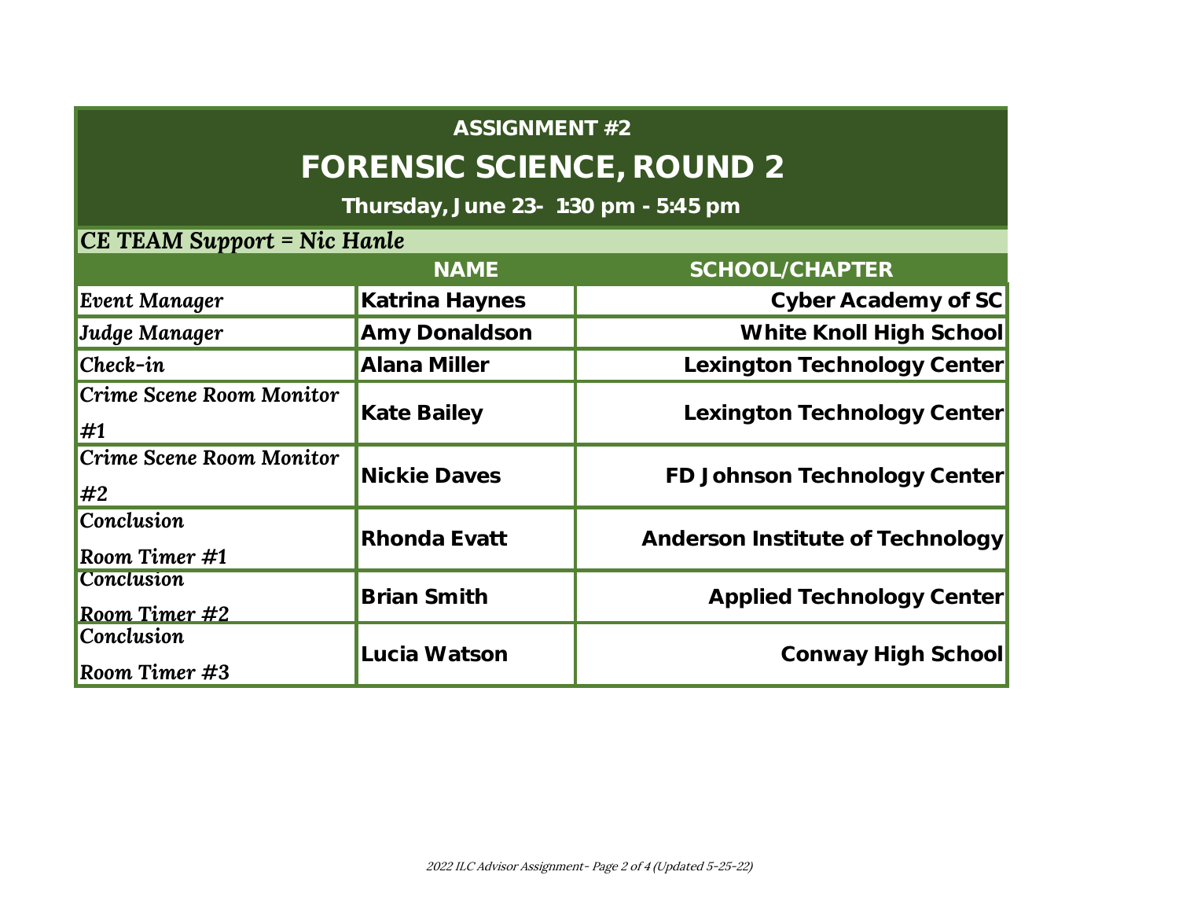## ASSIGNMENT #2

# FORENSIC SCIENCE, ROUND 2

**Thursday, June 23- 1:30 pm - 5:45 pm**

***CE TEAM Support = Nic Hanle***

| | NAME | SCHOOL/CHAPTER |
|---|---|---|
| *Event Manager* | **Katrina Haynes** | **Cyber Academy of SC** |
| *Judge Manager* | **Amy Donaldson** | **White Knoll High School** |
| *Check-in* | **Alana Miller** | **Lexington Technology Center** |
| *Crime Scene Room Monitor #1* | **Kate Bailey** | **Lexington Technology Center** |
| *Crime Scene Room Monitor #2* | **Nickie Daves** | **FD Johnson Technology Center** |
| *Conclusion Room Timer #1* | **Rhonda Evatt** | **Anderson Institute of Technology** |
| *Conclusion Room Timer #2* | **Brian Smith** | **Applied Technology Center** |
| *Conclusion Room Timer #3* | **Lucia Watson** | **Conway High School** |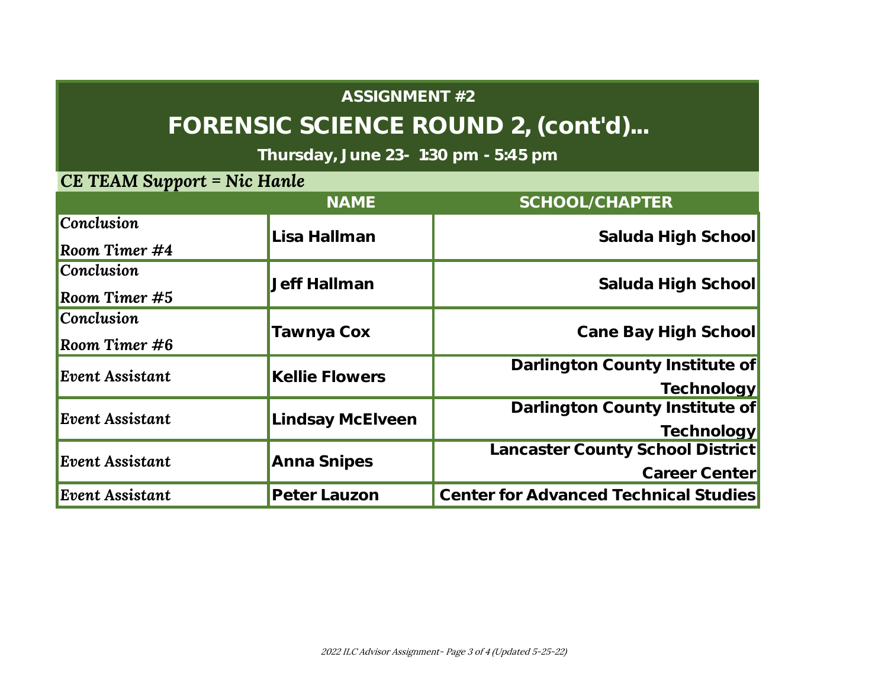## ASSIGNMENT #2

# FORENSIC SCIENCE ROUND 2, (cont'd)...

**Thursday, June 23- 1:30 pm - 5:45 pm**

***CE TEAM Support = Nic Hanle***

| | NAME | SCHOOL/CHAPTER |
|---|---|---|
| *Conclusion Room Timer #4* | **Lisa Hallman** | **Saluda High School** |
| *Conclusion Room Timer #5* | **Jeff Hallman** | **Saluda High School** |
| *Conclusion Room Timer #6* | **Tawnya Cox** | **Cane Bay High School** |
| *Event Assistant* | **Kellie Flowers** | **Darlington County Institute of Technology** |
| *Event Assistant* | **Lindsay McElveen** | **Darlington County Institute of Technology** |
| *Event Assistant* | **Anna Snipes** | **Lancaster County School District Career Center** |
| *Event Assistant* | **Peter Lauzon** | **Center for Advanced Technical Studies** |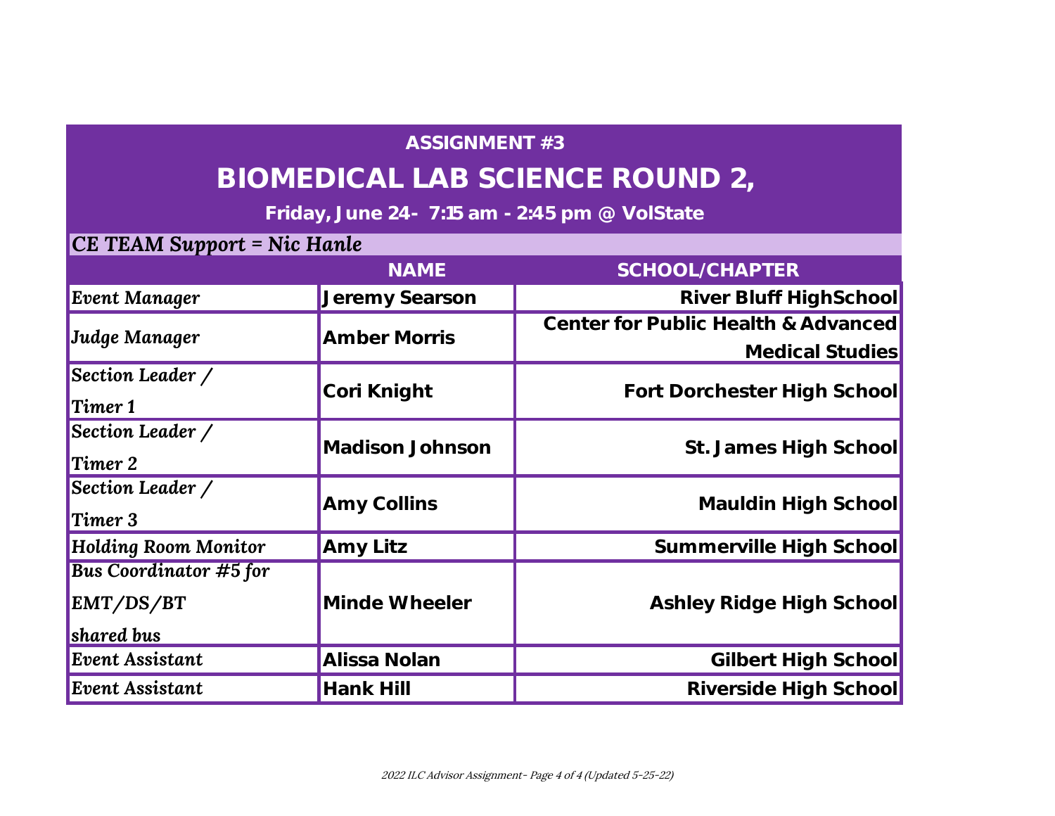**ASSIGNMENT #3**

# BIOMEDICAL LAB SCIENCE ROUND 2,

**Friday, June 24- 7:15 am - 2:45 pm @ VolState**

***CE TEAM Support = Nic Hanle***

| | NAME | SCHOOL/CHAPTER |
|---|---|---|
| *Event Manager* | **Jeremy Searson** | **River Bluff HighSchool** |
| *Judge Manager* | **Amber Morris** | **Center for Public Health & Advanced Medical Studies** |
| *Section Leader / Timer 1* | **Cori Knight** | **Fort Dorchester High School** |
| *Section Leader / Timer 2* | **Madison Johnson** | **St. James High School** |
| *Section Leader / Timer 3* | **Amy Collins** | **Mauldin High School** |
| *Holding Room Monitor* | **Amy Litz** | **Summerville High School** |
| *Bus Coordinator #5 for EMT/DS/BT shared bus* | **Minde Wheeler** | **Ashley Ridge High School** |
| *Event Assistant* | **Alissa Nolan** | **Gilbert High School** |
| *Event Assistant* | **Hank Hill** | **Riverside High School** |

*2022 ILC Advisor Assignment- Page 4 of 4 (Updated 5-25-22)*